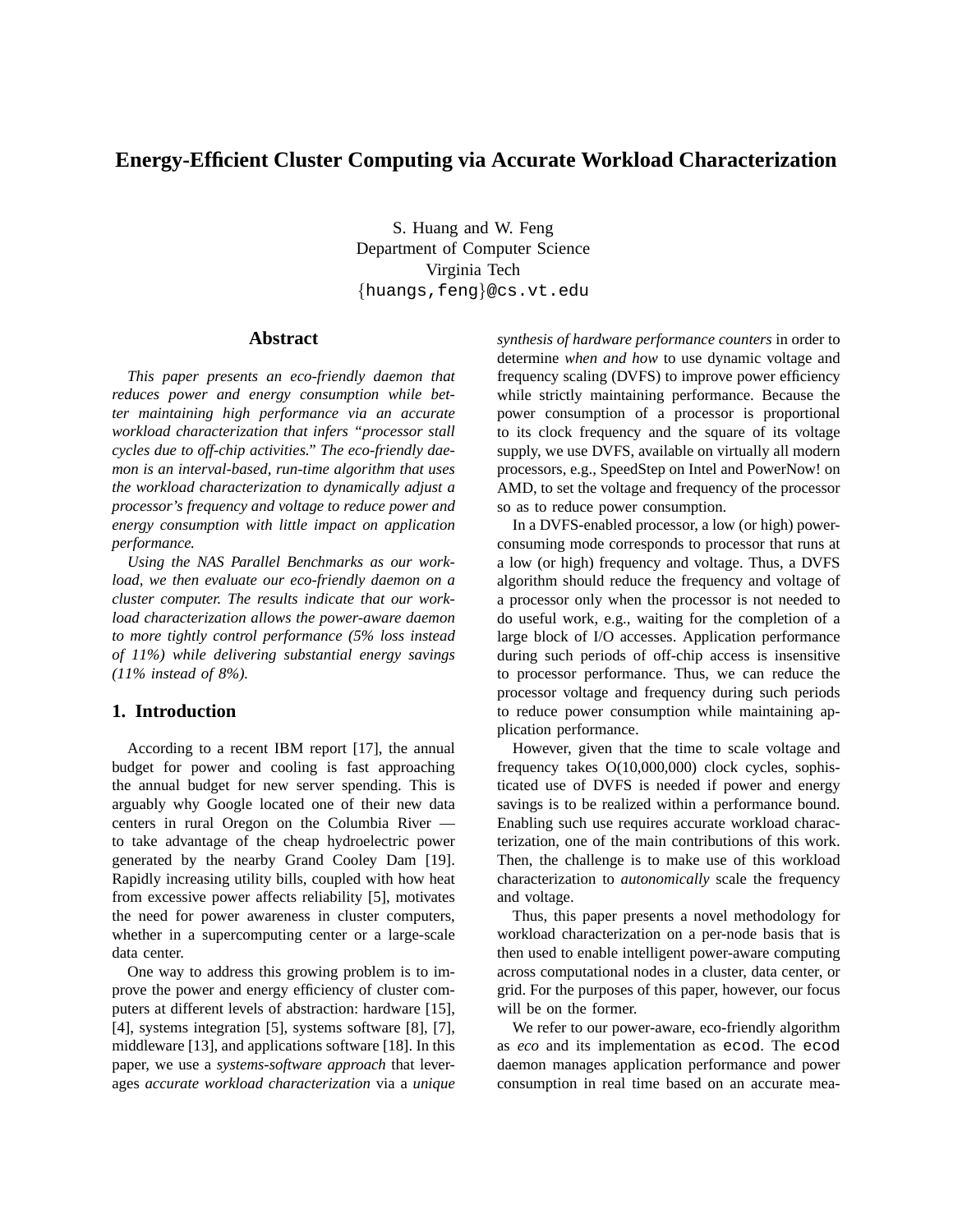# Energy-Efficient Cluster Computing via Accurate Workload Characterization

S. Huang and W. Feng
Department of Computer Science
Virginia Tech
{huangs,feng}@cs.vt.edu

## Abstract

*This paper presents an eco-friendly daemon that reduces power and energy consumption while better maintaining high performance via an accurate workload characterization that infers "processor stall cycles due to off-chip activities." The eco-friendly daemon is an interval-based, run-time algorithm that uses the workload characterization to dynamically adjust a processor's frequency and voltage to reduce power and energy consumption with little impact on application performance.*

*Using the NAS Parallel Benchmarks as our workload, we then evaluate our eco-friendly daemon on a cluster computer. The results indicate that our workload characterization allows the power-aware daemon to more tightly control performance (5% loss instead of 11%) while delivering substantial energy savings (11% instead of 8%).*

## 1. Introduction

According to a recent IBM report [17], the annual budget for power and cooling is fast approaching the annual budget for new server spending. This is arguably why Google located one of their new data centers in rural Oregon on the Columbia River — to take advantage of the cheap hydroelectric power generated by the nearby Grand Cooley Dam [19]. Rapidly increasing utility bills, coupled with how heat from excessive power affects reliability [5], motivates the need for power awareness in cluster computers, whether in a supercomputing center or a large-scale data center.

One way to address this growing problem is to improve the power and energy efficiency of cluster computers at different levels of abstraction: hardware [15], [4], systems integration [5], systems software [8], [7], middleware [13], and applications software [18]. In this paper, we use a *systems-software approach* that leverages *accurate workload characterization* via a *unique synthesis of hardware performance counters* in order to determine *when and how* to use dynamic voltage and frequency scaling (DVFS) to improve power efficiency while strictly maintaining performance. Because the power consumption of a processor is proportional to its clock frequency and the square of its voltage supply, we use DVFS, available on virtually all modern processors, e.g., SpeedStep on Intel and PowerNow! on AMD, to set the voltage and frequency of the processor so as to reduce power consumption.

In a DVFS-enabled processor, a low (or high) power-consuming mode corresponds to processor that runs at a low (or high) frequency and voltage. Thus, a DVFS algorithm should reduce the frequency and voltage of a processor only when the processor is not needed to do useful work, e.g., waiting for the completion of a large block of I/O accesses. Application performance during such periods of off-chip access is insensitive to processor performance. Thus, we can reduce the processor voltage and frequency during such periods to reduce power consumption while maintaining application performance.

However, given that the time to scale voltage and frequency takes O(10,000,000) clock cycles, sophisticated use of DVFS is needed if power and energy savings is to be realized within a performance bound. Enabling such use requires accurate workload characterization, one of the main contributions of this work. Then, the challenge is to make use of this workload characterization to *autonomically* scale the frequency and voltage.

Thus, this paper presents a novel methodology for workload characterization on a per-node basis that is then used to enable intelligent power-aware computing across computational nodes in a cluster, data center, or grid. For the purposes of this paper, however, our focus will be on the former.

We refer to our power-aware, eco-friendly algorithm as *eco* and its implementation as `ecod`. The `ecod` daemon manages application performance and power consumption in real time based on an accurate mea-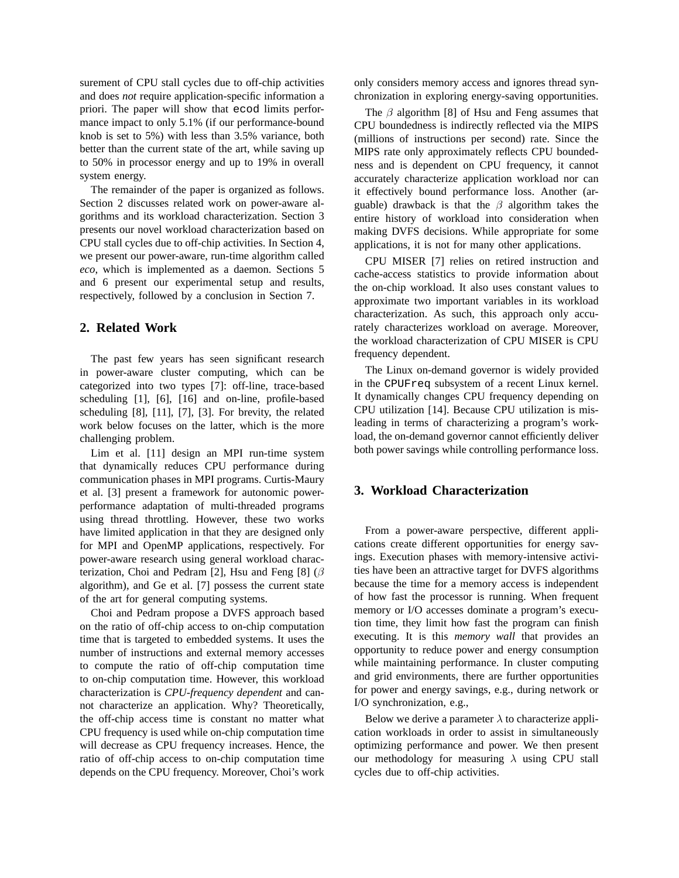surement of CPU stall cycles due to off-chip activities and does *not* require application-specific information a priori. The paper will show that `ecod` limits performance impact to only 5.1% (if our performance-bound knob is set to 5%) with less than 3.5% variance, both better than the current state of the art, while saving up to 50% in processor energy and up to 19% in overall system energy.

The remainder of the paper is organized as follows. Section 2 discusses related work on power-aware algorithms and its workload characterization. Section 3 presents our novel workload characterization based on CPU stall cycles due to off-chip activities. In Section 4, we present our power-aware, run-time algorithm called *eco*, which is implemented as a daemon. Sections 5 and 6 present our experimental setup and results, respectively, followed by a conclusion in Section 7.

## 2. Related Work

The past few years has seen significant research in power-aware cluster computing, which can be categorized into two types [7]: off-line, trace-based scheduling [1], [6], [16] and on-line, profile-based scheduling [8], [11], [7], [3]. For brevity, the related work below focuses on the latter, which is the more challenging problem.

Lim et al. [11] design an MPI run-time system that dynamically reduces CPU performance during communication phases in MPI programs. Curtis-Maury et al. [3] present a framework for autonomic power-performance adaptation of multi-threaded programs using thread throttling. However, these two works have limited application in that they are designed only for MPI and OpenMP applications, respectively. For power-aware research using general workload characterization, Choi and Pedram [2], Hsu and Feng [8] ($\beta$ algorithm), and Ge et al. [7] possess the current state of the art for general computing systems.

Choi and Pedram propose a DVFS approach based on the ratio of off-chip access to on-chip computation time that is targeted to embedded systems. It uses the number of instructions and external memory accesses to compute the ratio of off-chip computation time to on-chip computation time. However, this workload characterization is *CPU-frequency dependent* and cannot characterize an application. Why? Theoretically, the off-chip access time is constant no matter what CPU frequency is used while on-chip computation time will decrease as CPU frequency increases. Hence, the ratio of off-chip access to on-chip computation time depends on the CPU frequency. Moreover, Choi's work only considers memory access and ignores thread synchronization in exploring energy-saving opportunities.

The $\beta$ algorithm [8] of Hsu and Feng assumes that CPU boundedness is indirectly reflected via the MIPS (millions of instructions per second) rate. Since the MIPS rate only approximately reflects CPU boundedness and is dependent on CPU frequency, it cannot accurately characterize application workload nor can it effectively bound performance loss. Another (arguable) drawback is that the $\beta$ algorithm takes the entire history of workload into consideration when making DVFS decisions. While appropriate for some applications, it is not for many other applications.

CPU MISER [7] relies on retired instruction and cache-access statistics to provide information about the on-chip workload. It also uses constant values to approximate two important variables in its workload characterization. As such, this approach only accurately characterizes workload on average. Moreover, the workload characterization of CPU MISER is CPU frequency dependent.

The Linux on-demand governor is widely provided in the `CPUFreq` subsystem of a recent Linux kernel. It dynamically changes CPU frequency depending on CPU utilization [14]. Because CPU utilization is misleading in terms of characterizing a program's workload, the on-demand governor cannot efficiently deliver both power savings while controlling performance loss.

## 3. Workload Characterization

From a power-aware perspective, different applications create different opportunities for energy savings. Execution phases with memory-intensive activities have been an attractive target for DVFS algorithms because the time for a memory access is independent of how fast the processor is running. When frequent memory or I/O accesses dominate a program's execution time, they limit how fast the program can finish executing. It is this *memory wall* that provides an opportunity to reduce power and energy consumption while maintaining performance. In cluster computing and grid environments, there are further opportunities for power and energy savings, e.g., during network or I/O synchronization, e.g.,

Below we derive a parameter $\lambda$ to characterize application workloads in order to assist in simultaneously optimizing performance and power. We then present our methodology for measuring $\lambda$ using CPU stall cycles due to off-chip activities.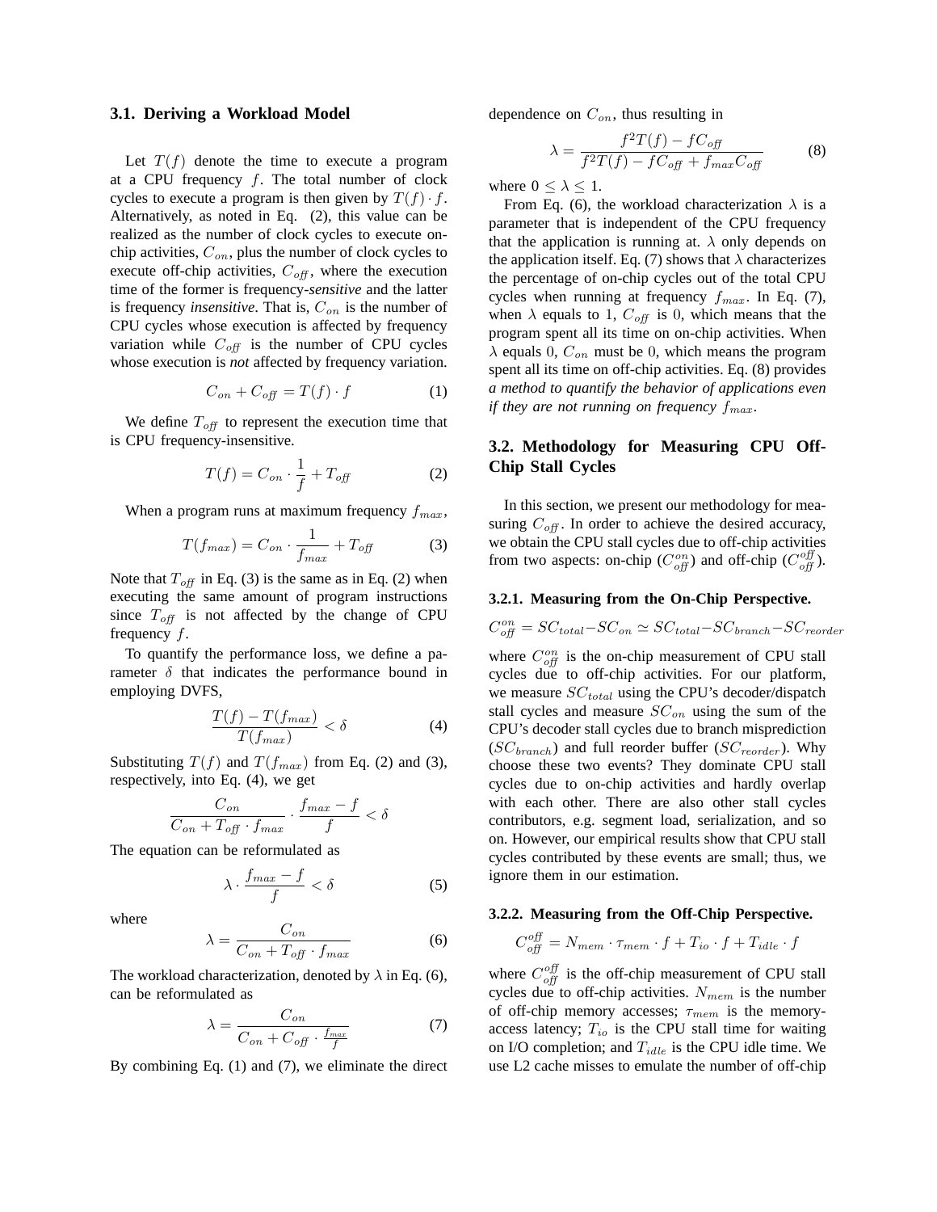### 3.1. Deriving a Workload Model

Let $T(f)$ denote the time to execute a program at a CPU frequency $f$. The total number of clock cycles to execute a program is then given by $T(f) \cdot f$. Alternatively, as noted in Eq. (2), this value can be realized as the number of clock cycles to execute on-chip activities, $C_{on}$, plus the number of clock cycles to execute off-chip activities, $C_{off}$, where the execution time of the former is frequency-***sensitive*** and the latter is frequency *insensitive*. That is, $C_{on}$ is the number of CPU cycles whose execution is affected by frequency variation while $C_{off}$ is the number of CPU cycles whose execution is *not* affected by frequency variation.

$$C_{on} + C_{off} = T(f) \cdot f \tag{1}$$

We define $T_{off}$ to represent the execution time that is CPU frequency-insensitive.

$$T(f) = C_{on} \cdot \frac{1}{f} + T_{off} \tag{2}$$

When a program runs at maximum frequency $f_{max}$,

$$T(f_{max}) = C_{on} \cdot \frac{1}{f_{max}} + T_{off} \tag{3}$$

Note that $T_{off}$ in Eq. (3) is the same as in Eq. (2) when executing the same amount of program instructions since $T_{off}$ is not affected by the change of CPU frequency $f$.

To quantify the performance loss, we define a parameter $\delta$ that indicates the performance bound in employing DVFS,

$$\frac{T(f) - T(f_{max})}{T(f_{max})} < \delta \tag{4}$$

Substituting $T(f)$ and $T(f_{max})$ from Eq. (2) and (3), respectively, into Eq. (4), we get

$$\frac{C_{on}}{C_{on} + T_{off} \cdot f_{max}} \cdot \frac{f_{max} - f}{f} < \delta$$

The equation can be reformulated as

$$\lambda \cdot \frac{f_{max} - f}{f} < \delta \tag{5}$$

where

$$\lambda = \frac{C_{on}}{C_{on} + T_{off} \cdot f_{max}} \tag{6}$$

The workload characterization, denoted by $\lambda$ in Eq. (6), can be reformulated as

$$\lambda = \frac{C_{on}}{C_{on} + C_{off} \cdot \frac{f_{max}}{f}} \tag{7}$$

By combining Eq. (1) and (7), we eliminate the direct dependence on $C_{on}$, thus resulting in

$$\lambda = \frac{f^2 T(f) - f C_{off}}{f^2 T(f) - f C_{off} + f_{max} C_{off}} \tag{8}$$

where $0 \leq \lambda \leq 1$.

From Eq. (6), the workload characterization $\lambda$ is a parameter that is independent of the CPU frequency that the application is running at. $\lambda$ only depends on the application itself. Eq. (7) shows that $\lambda$ characterizes the percentage of on-chip cycles out of the total CPU cycles when running at frequency $f_{max}$. In Eq. (7), when $\lambda$ equals to $1$, $C_{off}$ is $0$, which means that the program spent all its time on on-chip activities. When $\lambda$ equals $0$, $C_{on}$ must be $0$, which means the program spent all its time on off-chip activities. Eq. (8) provides *a method to quantify the behavior of applications even if they are not running on frequency $f_{max}$.*

### 3.2. Methodology for Measuring CPU Off-Chip Stall Cycles

In this section, we present our methodology for measuring $C_{off}$. In order to achieve the desired accuracy, we obtain the CPU stall cycles due to off-chip activities from two aspects: on-chip ($C_{off}^{on}$) and off-chip ($C_{off}^{off}$).

#### 3.2.1. Measuring from the On-Chip Perspective.

$$C_{off}^{on} = SC_{total} - SC_{on} \simeq SC_{total} - SC_{branch} - SC_{reorder}$$

where $C_{off}^{on}$ is the on-chip measurement of CPU stall cycles due to off-chip activities. For our platform, we measure $SC_{total}$ using the CPU's decoder/dispatch stall cycles and measure $SC_{on}$ using the sum of the CPU's decoder stall cycles due to branch misprediction ($SC_{branch}$) and full reorder buffer ($SC_{reorder}$). Why choose these two events? They dominate CPU stall cycles due to on-chip activities and hardly overlap with each other. There are also other stall cycles contributors, e.g. segment load, serialization, and so on. However, our empirical results show that CPU stall cycles contributed by these events are small; thus, we ignore them in our estimation.

#### 3.2.2. Measuring from the Off-Chip Perspective.

$$C_{off}^{off} = N_{mem} \cdot \tau_{mem} \cdot f + T_{io} \cdot f + T_{idle} \cdot f$$

where $C_{off}^{off}$ is the off-chip measurement of CPU stall cycles due to off-chip activities. $N_{mem}$ is the number of off-chip memory accesses; $\tau_{mem}$ is the memory-access latency; $T_{io}$ is the CPU stall time for waiting on I/O completion; and $T_{idle}$ is the CPU idle time. We use L2 cache misses to emulate the number of off-chip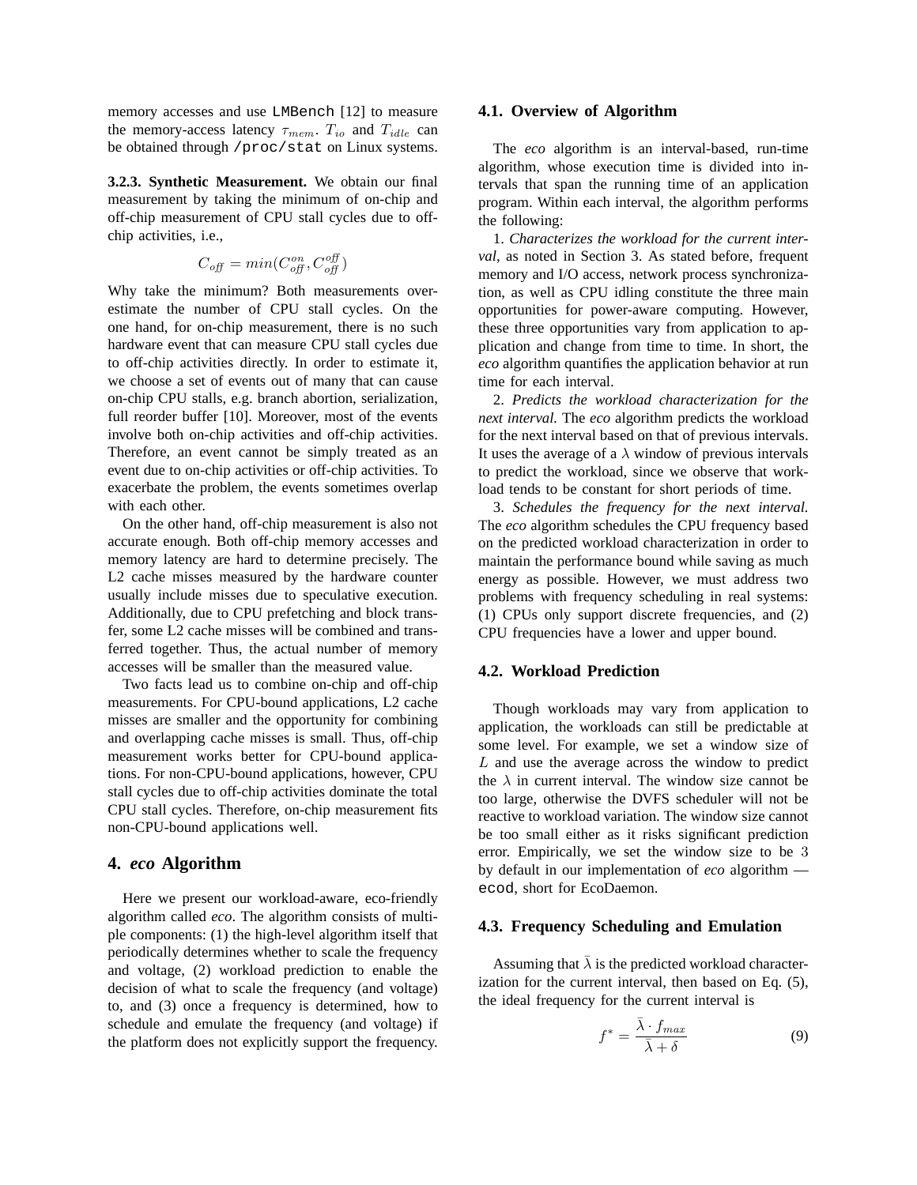memory accesses and use LMBench [12] to measure the memory-access latency $\tau_{mem}$. $T_{io}$ and $T_{idle}$ can be obtained through /proc/stat on Linux systems.

**3.2.3. Synthetic Measurement.** We obtain our final measurement by taking the minimum of on-chip and off-chip measurement of CPU stall cycles due to off-chip activities, i.e.,

$$C_{off} = min(C_{off}^{on}, C_{off}^{off})$$

Why take the minimum? Both measurements overestimate the number of CPU stall cycles. On the one hand, for on-chip measurement, there is no such hardware event that can measure CPU stall cycles due to off-chip activities directly. In order to estimate it, we choose a set of events out of many that can cause on-chip CPU stalls, e.g. branch abortion, serialization, full reorder buffer [10]. Moreover, most of the events involve both on-chip activities and off-chip activities. Therefore, an event cannot be simply treated as an event due to on-chip activities or off-chip activities. To exacerbate the problem, the events sometimes overlap with each other.

On the other hand, off-chip measurement is also not accurate enough. Both off-chip memory accesses and memory latency are hard to determine precisely. The L2 cache misses measured by the hardware counter usually include misses due to speculative execution. Additionally, due to CPU prefetching and block transfer, some L2 cache misses will be combined and transferred together. Thus, the actual number of memory accesses will be smaller than the measured value.

Two facts lead us to combine on-chip and off-chip measurements. For CPU-bound applications, L2 cache misses are smaller and the opportunity for combining and overlapping cache misses is small. Thus, off-chip measurement works better for CPU-bound applications. For non-CPU-bound applications, however, CPU stall cycles due to off-chip activities dominate the total CPU stall cycles. Therefore, on-chip measurement fits non-CPU-bound applications well.

## 4. *eco* Algorithm

Here we present our workload-aware, eco-friendly algorithm called *eco*. The algorithm consists of multiple components: (1) the high-level algorithm itself that periodically determines whether to scale the frequency and voltage, (2) workload prediction to enable the decision of what to scale the frequency (and voltage) to, and (3) once a frequency is determined, how to schedule and emulate the frequency (and voltage) if the platform does not explicitly support the frequency.

### 4.1. Overview of Algorithm

The *eco* algorithm is an interval-based, run-time algorithm, whose execution time is divided into intervals that span the running time of an application program. Within each interval, the algorithm performs the following:

1. *Characterizes the workload for the current interval*, as noted in Section 3. As stated before, frequent memory and I/O access, network process synchronization, as well as CPU idling constitute the three main opportunities for power-aware computing. However, these three opportunities vary from application to application and change from time to time. In short, the *eco* algorithm quantifies the application behavior at run time for each interval.

2. *Predicts the workload characterization for the next interval.* The *eco* algorithm predicts the workload for the next interval based on that of previous intervals. It uses the average of a $\lambda$ window of previous intervals to predict the workload, since we observe that workload tends to be constant for short periods of time.

3. *Schedules the frequency for the next interval.* The *eco* algorithm schedules the CPU frequency based on the predicted workload characterization in order to maintain the performance bound while saving as much energy as possible. However, we must address two problems with frequency scheduling in real systems: (1) CPUs only support discrete frequencies, and (2) CPU frequencies have a lower and upper bound.

### 4.2. Workload Prediction

Though workloads may vary from application to application, the workloads can still be predictable at some level. For example, we set a window size of $L$ and use the average across the window to predict the $\lambda$ in current interval. The window size cannot be too large, otherwise the DVFS scheduler will not be reactive to workload variation. The window size cannot be too small either as it risks significant prediction error. Empirically, we set the window size to be $3$ by default in our implementation of *eco* algorithm — ecod, short for EcoDaemon.

### 4.3. Frequency Scheduling and Emulation

Assuming that $\bar{\lambda}$ is the predicted workload characterization for the current interval, then based on Eq. (5), the ideal frequency for the current interval is

$$f^* = \frac{\bar{\lambda} \cdot f_{max}}{\bar{\lambda} + \delta} \tag{9}$$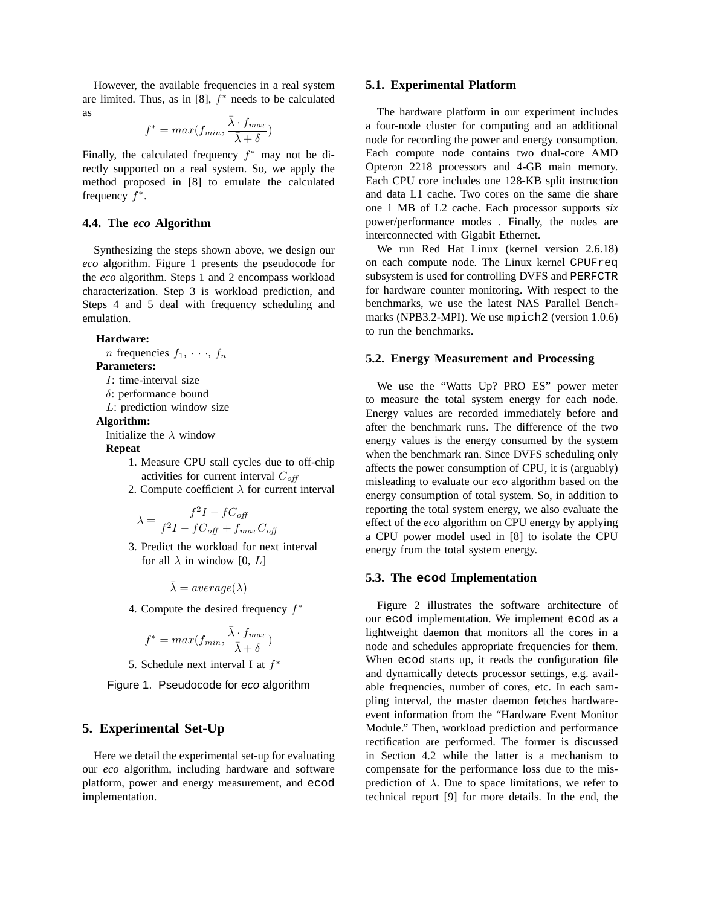However, the available frequencies in a real system are limited. Thus, as in [8], $f^*$ needs to be calculated as

$$f^* = max(f_{min}, \frac{\bar{\lambda} \cdot f_{max}}{\bar{\lambda} + \delta})$$

Finally, the calculated frequency $f^*$ may not be directly supported on a real system. So, we apply the method proposed in [8] to emulate the calculated frequency $f^*$.

### 4.4. The *eco* Algorithm

Synthesizing the steps shown above, we design our *eco* algorithm. Figure 1 presents the pseudocode for the *eco* algorithm. Steps 1 and 2 encompass workload characterization. Step 3 is workload prediction, and Steps 4 and 5 deal with frequency scheduling and emulation.

**Hardware:**
$n$ frequencies $f_1, \cdots, f_n$
**Parameters:**
$I$: time-interval size
$\delta$: performance bound
$L$: prediction window size
**Algorithm:**
Initialize the $\lambda$ window
**Repeat**

1. Measure CPU stall cycles due to off-chip activities for current interval $C_{off}$
2. Compute coefficient $\lambda$ for current interval

$$\lambda = \frac{f^2 I - f C_{off}}{f^2 I - f C_{off} + f_{max} C_{off}}$$

3. Predict the workload for next interval for all $\lambda$ in window [0, $L$]

$$\bar{\lambda} = average(\lambda)$$

4. Compute the desired frequency $f^*$

$$f^* = max(f_{min}, \frac{\bar{\lambda} \cdot f_{max}}{\bar{\lambda} + \delta})$$

5. Schedule next interval I at $f^*$

Figure 1. Pseudocode for *eco* algorithm

## 5. Experimental Set-Up

Here we detail the experimental set-up for evaluating our *eco* algorithm, including hardware and software platform, power and energy measurement, and `ecod` implementation.

### 5.1. Experimental Platform

The hardware platform in our experiment includes a four-node cluster for computing and an additional node for recording the power and energy consumption. Each compute node contains two dual-core AMD Opteron 2218 processors and 4-GB main memory. Each CPU core includes one 128-KB split instruction and data L1 cache. Two cores on the same die share one 1 MB of L2 cache. Each processor supports *six* power/performance modes . Finally, the nodes are interconnected with Gigabit Ethernet.

We run Red Hat Linux (kernel version 2.6.18) on each compute node. The Linux kernel `CPUFreq` subsystem is used for controlling DVFS and `PERFCTR` for hardware counter monitoring. With respect to the benchmarks, we use the latest NAS Parallel Benchmarks (NPB3.2-MPI). We use `mpich2` (version 1.0.6) to run the benchmarks.

### 5.2. Energy Measurement and Processing

We use the “Watts Up? PRO ES” power meter to measure the total system energy for each node. Energy values are recorded immediately before and after the benchmark runs. The difference of the two energy values is the energy consumed by the system when the benchmark ran. Since DVFS scheduling only affects the power consumption of CPU, it is (arguably) misleading to evaluate our *eco* algorithm based on the energy consumption of total system. So, in addition to reporting the total system energy, we also evaluate the effect of the *eco* algorithm on CPU energy by applying a CPU power model used in [8] to isolate the CPU energy from the total system energy.

### 5.3. The `ecod` Implementation

Figure 2 illustrates the software architecture of our `ecod` implementation. We implement `ecod` as a lightweight daemon that monitors all the cores in a node and schedules appropriate frequencies for them. When `ecod` starts up, it reads the configuration file and dynamically detects processor settings, e.g. available frequencies, number of cores, etc. In each sampling interval, the master daemon fetches hardware-event information from the “Hardware Event Monitor Module.” Then, workload prediction and performance rectification are performed. The former is discussed in Section 4.2 while the latter is a mechanism to compensate for the performance loss due to the misprediction of $\lambda$. Due to space limitations, we refer to technical report [9] for more details. In the end, the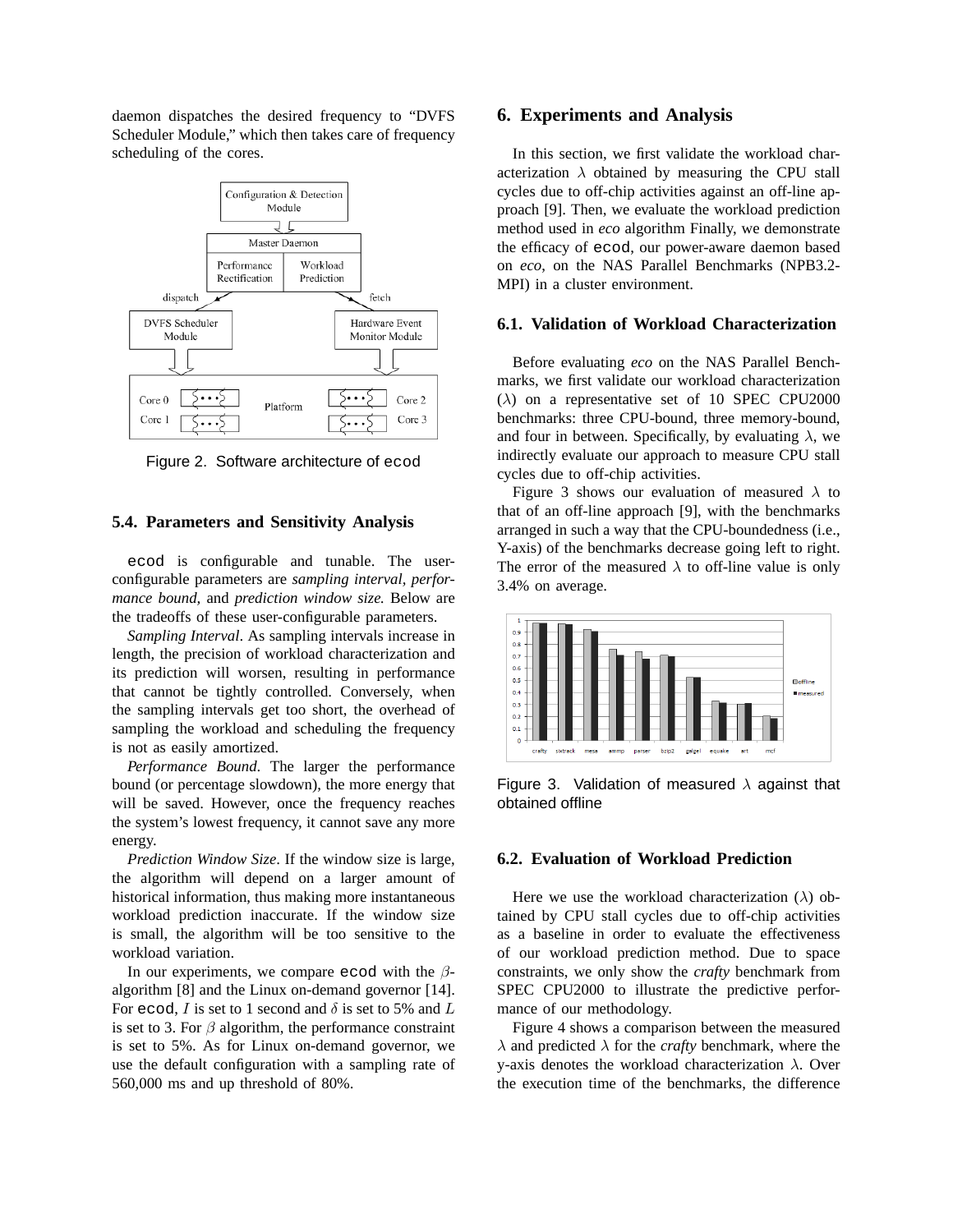daemon dispatches the desired frequency to "DVFS Scheduler Module," which then takes care of frequency scheduling of the cores.

Figure 2. Software architecture of ecod

### 5.4. Parameters and Sensitivity Analysis

ecod is configurable and tunable. The user-configurable parameters are *sampling interval, performance bound,* and *prediction window size.* Below are the tradeoffs of these user-configurable parameters.

*Sampling Interval*. As sampling intervals increase in length, the precision of workload characterization and its prediction will worsen, resulting in performance that cannot be tightly controlled. Conversely, when the sampling intervals get too short, the overhead of sampling the workload and scheduling the frequency is not as easily amortized.

*Performance Bound*. The larger the performance bound (or percentage slowdown), the more energy that will be saved. However, once the frequency reaches the system's lowest frequency, it cannot save any more energy.

*Prediction Window Size*. If the window size is large, the algorithm will depend on a larger amount of historical information, thus making more instantaneous workload prediction inaccurate. If the window size is small, the algorithm will be too sensitive to the workload variation.

In our experiments, we compare ecod with the $\beta$-algorithm [8] and the Linux on-demand governor [14]. For ecod, $I$ is set to 1 second and $\delta$ is set to 5% and $L$ is set to 3. For $\beta$ algorithm, the performance constraint is set to 5%. As for Linux on-demand governor, we use the default configuration with a sampling rate of 560,000 ms and up threshold of 80%.

## 6. Experiments and Analysis

In this section, we first validate the workload characterization $\lambda$ obtained by measuring the CPU stall cycles due to off-chip activities against an off-line approach [9]. Then, we evaluate the workload prediction method used in *eco* algorithm Finally, we demonstrate the efficacy of ecod, our power-aware daemon based on *eco*, on the NAS Parallel Benchmarks (NPB3.2-MPI) in a cluster environment.

### 6.1. Validation of Workload Characterization

Before evaluating *eco* on the NAS Parallel Benchmarks, we first validate our workload characterization ($\lambda$) on a representative set of 10 SPEC CPU2000 benchmarks: three CPU-bound, three memory-bound, and four in between. Specifically, by evaluating $\lambda$, we indirectly evaluate our approach to measure CPU stall cycles due to off-chip activities.

Figure 3 shows our evaluation of measured $\lambda$ to that of an off-line approach [9], with the benchmarks arranged in such a way that the CPU-boundedness (i.e., Y-axis) of the benchmarks decrease going left to right. The error of the measured $\lambda$ to off-line value is only 3.4% on average.

Figure 3. Validation of measured $\lambda$ against that obtained offline

### 6.2. Evaluation of Workload Prediction

Here we use the workload characterization ($\lambda$) obtained by CPU stall cycles due to off-chip activities as a baseline in order to evaluate the effectiveness of our workload prediction method. Due to space constraints, we only show the *crafty* benchmark from SPEC CPU2000 to illustrate the predictive performance of our methodology.

Figure 4 shows a comparison between the measured $\lambda$ and predicted $\lambda$ for the *crafty* benchmark, where the y-axis denotes the workload characterization $\lambda$. Over the execution time of the benchmarks, the difference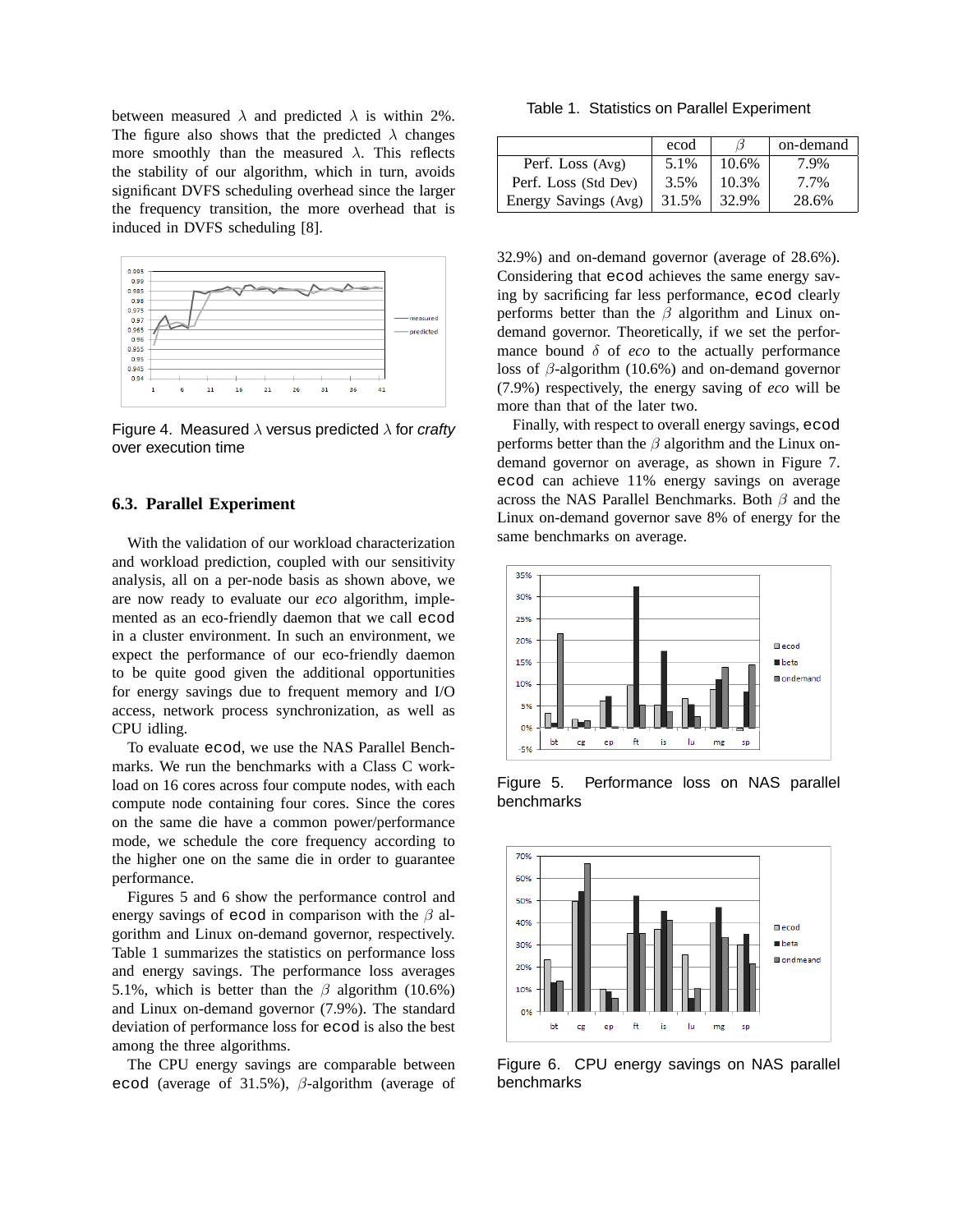between measured $\lambda$ and predicted $\lambda$ is within 2%. The figure also shows that the predicted $\lambda$ changes more smoothly than the measured $\lambda$. This reflects the stability of our algorithm, which in turn, avoids significant DVFS scheduling overhead since the larger the frequency transition, the more overhead that is induced in DVFS scheduling [8].

Figure 4. Measured $\lambda$ versus predicted $\lambda$ for *crafty* over execution time

### 6.3. Parallel Experiment

With the validation of our workload characterization and workload prediction, coupled with our sensitivity analysis, all on a per-node basis as shown above, we are now ready to evaluate our *eco* algorithm, implemented as an eco-friendly daemon that we call ecod in a cluster environment. In such an environment, we expect the performance of our eco-friendly daemon to be quite good given the additional opportunities for energy savings due to frequent memory and I/O access, network process synchronization, as well as CPU idling.

To evaluate ecod, we use the NAS Parallel Benchmarks. We run the benchmarks with a Class C workload on 16 cores across four compute nodes, with each compute node containing four cores. Since the cores on the same die have a common power/performance mode, we schedule the core frequency according to the higher one on the same die in order to guarantee performance.

Figures 5 and 6 show the performance control and energy savings of ecod in comparison with the $\beta$ algorithm and Linux on-demand governor, respectively. Table 1 summarizes the statistics on performance loss and energy savings. The performance loss averages 5.1%, which is better than the $\beta$ algorithm (10.6%) and Linux on-demand governor (7.9%). The standard deviation of performance loss for ecod is also the best among the three algorithms.

The CPU energy savings are comparable between ecod (average of 31.5%), $\beta$-algorithm (average of 32.9%) and on-demand governor (average of 28.6%). Considering that ecod achieves the same energy saving by sacrificing far less performance, ecod clearly performs better than the $\beta$ algorithm and Linux on-demand governor. Theoretically, if we set the performance bound $\delta$ of *eco* to the actually performance loss of $\beta$-algorithm (10.6%) and on-demand governor (7.9%) respectively, the energy saving of *eco* will be more than that of the later two.

Finally, with respect to overall energy savings, ecod performs better than the $\beta$ algorithm and the Linux on-demand governor on average, as shown in Figure 7. ecod can achieve 11% energy savings on average across the NAS Parallel Benchmarks. Both $\beta$ and the Linux on-demand governor save 8% of energy for the same benchmarks on average.

Table 1. Statistics on Parallel Experiment

| | ecod | $\beta$ | on-demand |
|---|---|---|---|
| Perf. Loss (Avg) | 5.1% | 10.6% | 7.9% |
| Perf. Loss (Std Dev) | 3.5% | 10.3% | 7.7% |
| Energy Savings (Avg) | 31.5% | 32.9% | 28.6% |

Figure 5. Performance loss on NAS parallel benchmarks

Figure 6. CPU energy savings on NAS parallel benchmarks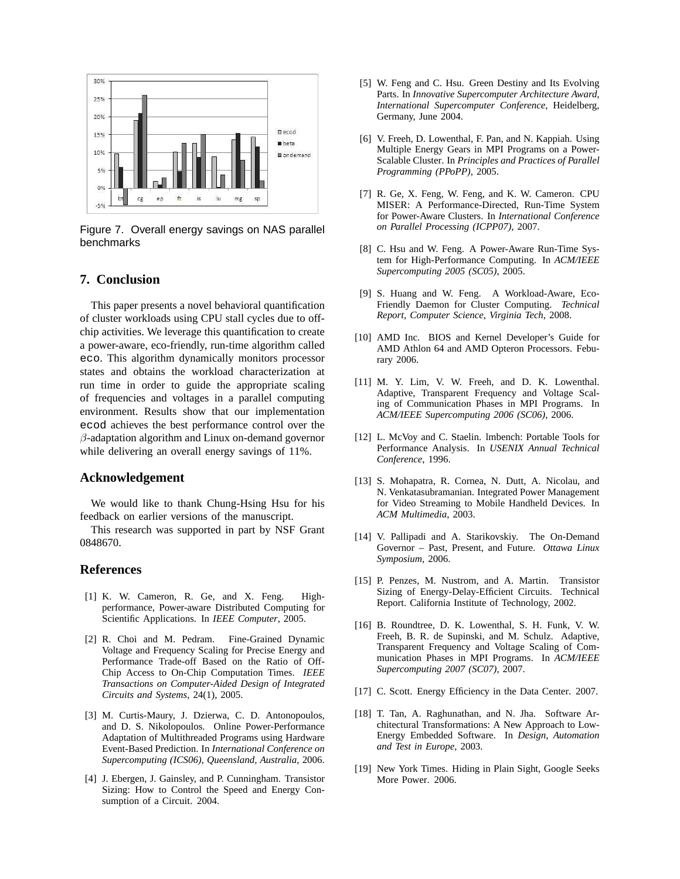30%
25%
20%
15%
10%
5%
0%
-5%
bt cg ep ft is lu mg sp
ecod
beta
ondemand

Figure 7. Overall energy savings on NAS parallel benchmarks

## 7. Conclusion

This paper presents a novel behavioral quantification of cluster workloads using CPU stall cycles due to off-chip activities. We leverage this quantification to create a power-aware, eco-friendly, run-time algorithm called eco. This algorithm dynamically monitors processor states and obtains the workload characterization at run time in order to guide the appropriate scaling of frequencies and voltages in a parallel computing environment. Results show that our implementation ecod achieves the best performance control over the $\beta$-adaptation algorithm and Linux on-demand governor while delivering an overall energy savings of 11%.

## Acknowledgement

We would like to thank Chung-Hsing Hsu for his feedback on earlier versions of the manuscript.

This research was supported in part by NSF Grant 0848670.

## References

[1] K. W. Cameron, R. Ge, and X. Feng. High-performance, Power-aware Distributed Computing for Scientific Applications. In *IEEE Computer*, 2005.

[2] R. Choi and M. Pedram. Fine-Grained Dynamic Voltage and Frequency Scaling for Precise Energy and Performance Trade-off Based on the Ratio of Off-Chip Access to On-Chip Computation Times. *IEEE Transactions on Computer-Aided Design of Integrated Circuits and Systems*, 24(1), 2005.

[3] M. Curtis-Maury, J. Dzierwa, C. D. Antonopoulos, and D. S. Nikolopoulos. Online Power-Performance Adaptation of Multithreaded Programs using Hardware Event-Based Prediction. In *International Conference on Supercomputing (ICS06), Queensland, Australia*, 2006.

[4] J. Ebergen, J. Gainsley, and P. Cunningham. Transistor Sizing: How to Control the Speed and Energy Consumption of a Circuit. 2004.

[5] W. Feng and C. Hsu. Green Destiny and Its Evolving Parts. In *Innovative Supercomputer Architecture Award, International Supercomputer Conference*, Heidelberg, Germany, June 2004.

[6] V. Freeh, D. Lowenthal, F. Pan, and N. Kappiah. Using Multiple Energy Gears in MPI Programs on a Power-Scalable Cluster. In *Principles and Practices of Parallel Programming (PPoPP)*, 2005.

[7] R. Ge, X. Feng, W. Feng, and K. W. Cameron. CPU MISER: A Performance-Directed, Run-Time System for Power-Aware Clusters. In *International Conference on Parallel Processing (ICPP07)*, 2007.

[8] C. Hsu and W. Feng. A Power-Aware Run-Time System for High-Performance Computing. In *ACM/IEEE Supercomputing 2005 (SC05)*, 2005.

[9] S. Huang and W. Feng. A Workload-Aware, Eco-Friendly Daemon for Cluster Computing. *Technical Report, Computer Science, Virginia Tech*, 2008.

[10] AMD Inc. BIOS and Kernel Developer's Guide for AMD Athlon 64 and AMD Opteron Processors. Feburary 2006.

[11] M. Y. Lim, V. W. Freeh, and D. K. Lowenthal. Adaptive, Transparent Frequency and Voltage Scaling of Communication Phases in MPI Programs. In *ACM/IEEE Supercomputing 2006 (SC06)*, 2006.

[12] L. McVoy and C. Staelin. lmbench: Portable Tools for Performance Analysis. In *USENIX Annual Technical Conference*, 1996.

[13] S. Mohapatra, R. Cornea, N. Dutt, A. Nicolau, and N. Venkatasubramanian. Integrated Power Management for Video Streaming to Mobile Handheld Devices. In *ACM Multimedia*, 2003.

[14] V. Pallipadi and A. Starikovskiy. The On-Demand Governor – Past, Present, and Future. *Ottawa Linux Symposium*, 2006.

[15] P. Penzes, M. Nustrom, and A. Martin. Transistor Sizing of Energy-Delay-Efficient Circuits. Technical Report. California Institute of Technology, 2002.

[16] B. Roundtree, D. K. Lowenthal, S. H. Funk, V. W. Freeh, B. R. de Supinski, and M. Schulz. Adaptive, Transparent Frequency and Voltage Scaling of Communication Phases in MPI Programs. In *ACM/IEEE Supercomputing 2007 (SC07)*, 2007.

[17] C. Scott. Energy Efficiency in the Data Center. 2007.

[18] T. Tan, A. Raghunathan, and N. Jha. Software Architectural Transformations: A New Approach to Low-Energy Embedded Software. In *Design, Automation and Test in Europe*, 2003.

[19] New York Times. Hiding in Plain Sight, Google Seeks More Power. 2006.